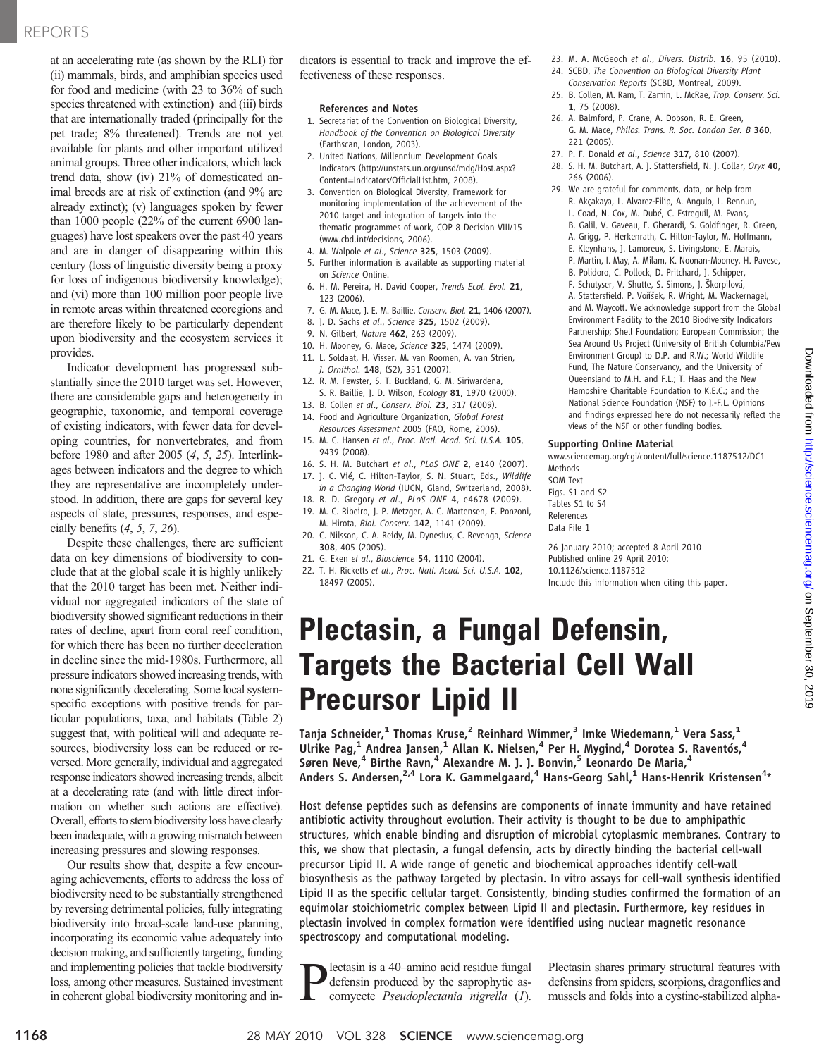at an accelerating rate (as shown by the RLI) for (ii) mammals, birds, and amphibian species used for food and medicine (with 23 to 36% of such species threatened with extinction) and (iii) birds that are internationally traded (principally for the pet trade; 8% threatened). Trends are not yet available for plants and other important utilized animal groups. Three other indicators, which lack trend data, show (iv) 21% of domesticated animal breeds are at risk of extinction (and 9% are already extinct); (v) languages spoken by fewer than 1000 people (22% of the current 6900 languages) have lost speakers over the past 40 years and are in danger of disappearing within this century (loss of linguistic diversity being a proxy for loss of indigenous biodiversity knowledge); and (vi) more than 100 million poor people live in remote areas within threatened ecoregions and are therefore likely to be particularly dependent upon biodiversity and the ecosystem services it provides.

Indicator development has progressed substantially since the 2010 target was set. However, there are considerable gaps and heterogeneity in geographic, taxonomic, and temporal coverage of existing indicators, with fewer data for developing countries, for nonvertebrates, and from before 1980 and after 2005 (*4*, *5*, *25*). Interlinkages between indicators and the degree to which they are representative are incompletely understood. In addition, there are gaps for several key aspects of state, pressures, responses, and especially benefits (*4*, *5*, *7*, *26*).

Despite these challenges, there are sufficient data on key dimensions of biodiversity to conclude that at the global scale it is highly unlikely that the 2010 target has been met. Neither individual nor aggregated indicators of the state of biodiversity showed significant reductions in their rates of decline, apart from coral reef condition, for which there has been no further deceleration in decline since the mid-1980s. Furthermore, all pressure indicators showed increasing trends, with none significantly decelerating. Some local system-specific exceptions with positive trends for particular populations, taxa, and habitats (Table 2) suggest that, with political will and adequate resources, biodiversity loss can be reduced or reversed. More generally, individual and aggregated response indicators showed increasing trends, albeit at a decelerating rate (and with little direct information on whether such actions are effective). Overall, efforts to stem biodiversity loss have clearly been inadequate, with a growing mismatch between increasing pressures and slowing responses.

Our results show that, despite a few encouraging achievements, efforts to address the loss of biodiversity need to be substantially strengthened by reversing detrimental policies, fully integrating biodiversity into broad-scale land-use planning, incorporating its economic value adequately into decision making, and sufficiently targeting, funding and implementing policies that tackle biodiversity loss, among other measures. Sustained investment in coherent global biodiversity monitoring and indicators is essential to track and improve the effectiveness of these responses.

### References and Notes

1. Secretariat of the Convention on Biological Diversity, *Handbook of the Convention on Biological Diversity* (Earthscan, London, 2003).
2. United Nations, Millennium Development Goals Indicators (http://unstats.un.org/unsd/mdg/Host.aspx?Content=Indicators/OfficialList.htm, 2008).
3. Convention on Biological Diversity, Framework for monitoring implementation of the achievement of the 2010 target and integration of targets into the thematic programmes of work, COP 8 Decision VIII/15 (www.cbd.int/decisions, 2006).
4. M. Walpole *et al.*, *Science* **325**, 1503 (2009).
5. Further information is available as supporting material on *Science* Online.
6. H. M. Pereira, H. David Cooper, *Trends Ecol. Evol.* **21**, 123 (2006).
7. G. M. Mace, J. E. M. Baillie, *Conserv. Biol.* **21**, 1406 (2007).
8. J. D. Sachs *et al.*, *Science* **325**, 1502 (2009).
9. N. Gilbert, *Nature* **462**, 263 (2009).
10. H. Mooney, G. Mace, *Science* **325**, 1474 (2009).
11. L. Soldaat, H. Visser, M. van Roomen, A. van Strien, *J. Ornithol.* **148**, (S2), 351 (2007).
12. R. M. Fewster, S. T. Buckland, G. M. Siriwardena, S. R. Baillie, J. D. Wilson, *Ecology* **81**, 1970 (2000).
13. B. Collen *et al.*, *Conserv. Biol.* **23**, 317 (2009).
14. Food and Agriculture Organization, *Global Forest Resources Assessment* 2005 (FAO, Rome, 2006).
15. M. C. Hansen *et al.*, *Proc. Natl. Acad. Sci. U.S.A.* **105**, 9439 (2008).
16. S. H. M. Butchart *et al.*, *PLoS ONE* **2**, e140 (2007).
17. J. C. Vié, C. Hilton-Taylor, S. N. Stuart, Eds., *Wildlife in a Changing World* (IUCN, Gland, Switzerland, 2008).
18. R. D. Gregory *et al.*, *PLoS ONE* **4**, e4678 (2009).
19. M. C. Ribeiro, J. P. Metzger, A. C. Martensen, F. Ponzoni, M. Hirota, *Biol. Conserv.* **142**, 1141 (2009).
20. C. Nilsson, C. A. Reidy, M. Dynesius, C. Revenga, *Science* **308**, 405 (2005).
21. G. Eken *et al.*, *Bioscience* **54**, 1110 (2004).
22. T. H. Ricketts *et al.*, *Proc. Natl. Acad. Sci. U.S.A.* **102**, 18497 (2005).
23. M. A. McGeoch *et al.*, *Divers. Distrib.* **16**, 95 (2010).
24. SCBD, *The Convention on Biological Diversity Plant Conservation Reports* (SCBD, Montreal, 2009).
25. B. Collen, M. Ram, T. Zamin, L. McRae, *Trop. Conserv. Sci.* **1**, 75 (2008).
26. A. Balmford, P. Crane, A. Dobson, R. E. Green, G. M. Mace, *Philos. Trans. R. Soc. London Ser. B* **360**, 221 (2005).
27. P. F. Donald *et al.*, *Science* **317**, 810 (2007).
28. S. H. M. Butchart, A. J. Stattersfield, N. J. Collar, *Oryx* **40**, 266 (2006).
29. We are grateful for comments, data, or help from R. Akçakaya, L. Alvarez-Filip, A. Angulo, L. Bennun, L. Coad, N. Cox, M. Dubé, C. Estreguil, M. Evans, B. Galil, V. Gaveau, F. Gherardi, S. Goldfinger, R. Green, A. Grigg, P. Herkenrath, C. Hilton-Taylor, M. Hoffmann, E. Kleynhans, J. Lamoreux, S. Livingstone, E. Marais, P. Martin, I. May, A. Milam, K. Noonan-Mooney, H. Pavese, B. Polidoro, C. Pollock, D. Pritchard, J. Schipper, F. Schutyser, V. Shutte, S. Simons, J. Škorpilová, A. Stattersfield, P. Voříšek, R. Wright, M. Wackernagel, and M. Waycott. We acknowledge support from the Global Environment Facility to the 2010 Biodiversity Indicators Partnership; Shell Foundation; European Commission; the Sea Around Us Project (University of British Columbia/Pew Environment Group) to D.P. and R.W.; World Wildlife Fund, The Nature Conservancy, and the University of Queensland to M.H. and F.L.; T. Haas and the New Hampshire Charitable Foundation to K.E.C.; and the National Science Foundation (NSF) to J.-F.L. Opinions and findings expressed here do not necessarily reflect the views of the NSF or other funding bodies.

### Supporting Online Material

www.sciencemag.org/cgi/content/full/science.1187512/DC1
Methods
SOM Text
Figs. S1 and S2
Tables S1 to S4
References
Data File 1

26 January 2010; accepted 8 April 2010
Published online 29 April 2010;
10.1126/science.1187512
Include this information when citing this paper.

# Plectasin, a Fungal Defensin, Targets the Bacterial Cell Wall Precursor Lipid II

**Tanja Schneider,[1] Thomas Kruse,[2] Reinhard Wimmer,[3] Imke Wiedemann,[1] Vera Sass,[1] Ulrike Pag,[1] Andrea Jansen,[1] Allan K. Nielsen,[4] Per H. Mygind,[4] Dorotea S. Raventós,[4] Søren Neve,[4] Birthe Ravn,[4] Alexandre M. J. J. Bonvin,[5] Leonardo De Maria,[4] Anders S. Andersen,[2,4] Lora K. Gammelgaard,[4] Hans-Georg Sahl,[1] Hans-Henrik Kristensen[4]***

Host defense peptides such as defensins are components of innate immunity and have retained antibiotic activity throughout evolution. Their activity is thought to be due to amphipathic structures, which enable binding and disruption of microbial cytoplasmic membranes. Contrary to this, we show that plectasin, a fungal defensin, acts by directly binding the bacterial cell-wall precursor Lipid II. A wide range of genetic and biochemical approaches identify cell-wall biosynthesis as the pathway targeted by plectasin. In vitro assays for cell-wall synthesis identified Lipid II as the specific cellular target. Consistently, binding studies confirmed the formation of an equimolar stoichiometric complex between Lipid II and plectasin. Furthermore, key residues in plectasin involved in complex formation were identified using nuclear magnetic resonance spectroscopy and computational modeling.

Plectasin is a 40–amino acid residue fungal defensin produced by the saprophytic ascomycete *Pseudoplectania nigrella* (*1*). Plectasin shares primary structural features with defensins from spiders, scorpions, dragonflies and mussels and folds into a cystine-stabilized alpha-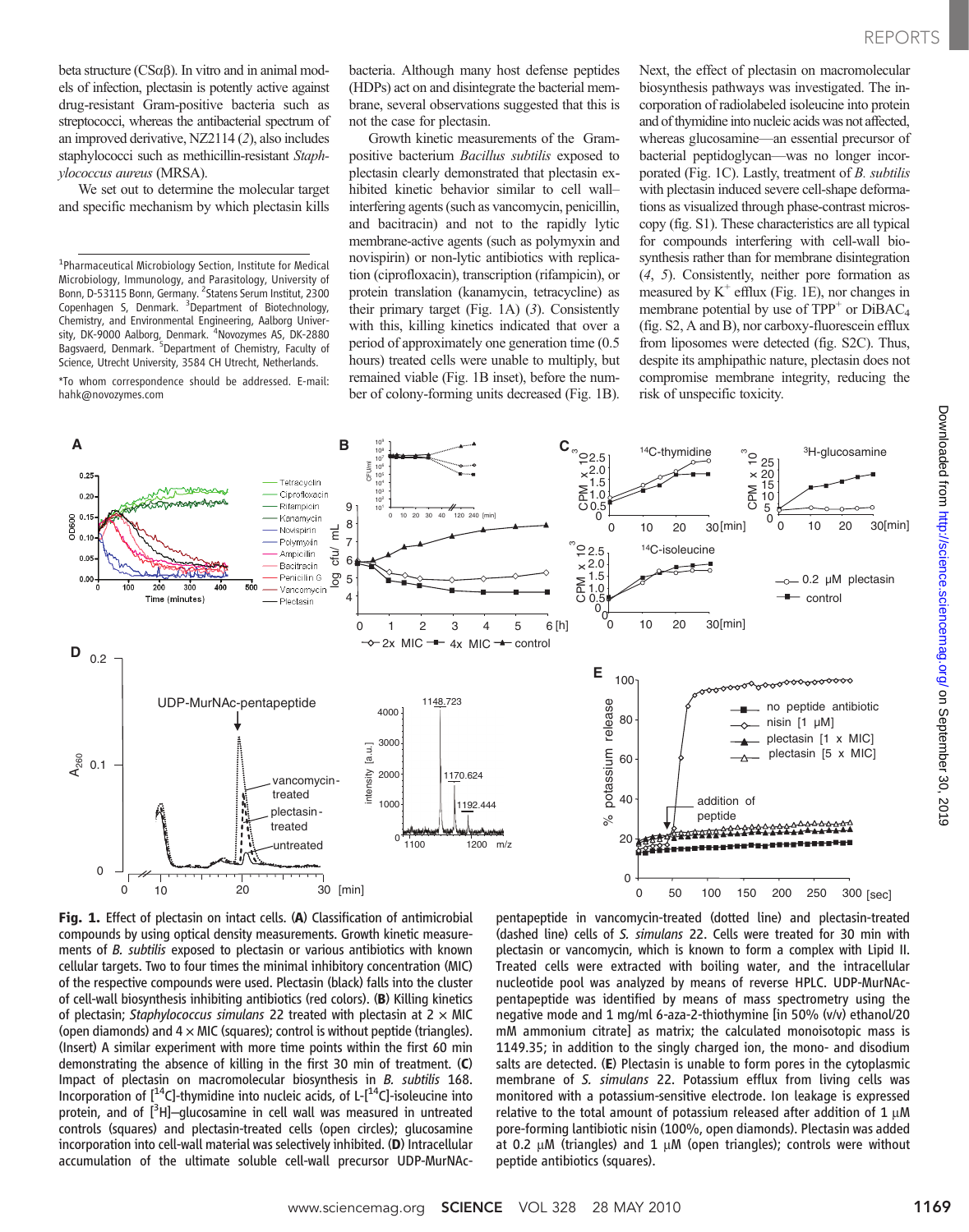beta structure (CSαβ). In vitro and in animal models of infection, plectasin is potently active against drug-resistant Gram-positive bacteria such as streptococci, whereas the antibacterial spectrum of an improved derivative, NZ2114 (*2*), also includes staphylococci such as methicillin-resistant *Staphylococcus aureus* (MRSA).

We set out to determine the molecular target and specific mechanism by which plectasin kills bacteria. Although many host defense peptides (HDPs) act on and disintegrate the bacterial membrane, several observations suggested that this is not the case for plectasin.

Growth kinetic measurements of the Gram-positive bacterium *Bacillus subtilis* exposed to plectasin clearly demonstrated that plectasin exhibited kinetic behavior similar to cell wall–interfering agents (such as vancomycin, penicillin, and bacitracin) and not to the rapidly lytic membrane-active agents (such as polymyxin and novispirin) or non-lytic antibiotics with replication (ciprofloxacin), transcription (rifampicin), or protein translation (kanamycin, tetracycline) as their primary target (Fig. 1A) (*3*). Consistently with this, killing kinetics indicated that over a period of approximately one generation time (0.5 hours) treated cells were unable to multiply, but remained viable (Fig. 1B inset), before the number of colony-forming units decreased (Fig. 1B).

Next, the effect of plectasin on macromolecular biosynthesis pathways was investigated. The incorporation of radiolabeled isoleucine into protein and of thymidine into nucleic acids was not affected, whereas glucosamine—an essential precursor of bacterial peptidoglycan—was no longer incorporated (Fig. 1C). Lastly, treatment of *B. subtilis* with plectasin induced severe cell-shape deformations as visualized through phase-contrast microscopy (fig. S1). These characteristics are all typical for compounds interfering with cell-wall biosynthesis rather than for membrane disintegration (*4*, *5*). Consistently, neither pore formation as measured by $K^+$ efflux (Fig. 1E), nor changes in membrane potential by use of $TPP^+$ or $DiBAC_4$ (fig. S2, A and B), nor carboxy-fluorescein efflux from liposomes were detected (fig. S2C). Thus, despite its amphipathic nature, plectasin does not compromise membrane integrity, reducing the risk of unspecific toxicity.

---

[1]Pharmaceutical Microbiology Section, Institute for Medical Microbiology, Immunology, and Parasitology, University of Bonn, D-53115 Bonn, Germany. [2]Statens Serum Institut, 2300 Copenhagen S, Denmark. [3]Department of Biotechnology, Chemistry, and Environmental Engineering, Aalborg University, DK-9000 Aalborg, Denmark. [4]Novozymes AS, DK-2880 Bagsvaerd, Denmark. [5]Department of Chemistry, Faculty of Science, Utrecht University, 3584 CH Utrecht, Netherlands.

*To whom correspondence should be addressed. E-mail: hahk@novozymes.com

**Fig. 1.** Effect of plectasin on intact cells. (**A**) Classification of antimicrobial compounds by using optical density measurements. Growth kinetic measurements of *B. subtilis* exposed to plectasin or various antibiotics with known cellular targets. Two to four times the minimal inhibitory concentration (MIC) of the respective compounds were used. Plectasin (black) falls into the cluster of cell-wall biosynthesis inhibiting antibiotics (red colors). (**B**) Killing kinetics of plectasin; *Staphylococcus simulans* 22 treated with plectasin at 2 × MIC (open diamonds) and 4 × MIC (squares); control is without peptide (triangles). (Insert) A similar experiment with more time points within the first 60 min demonstrating the absence of killing in the first 30 min of treatment. (**C**) Impact of plectasin on macromolecular biosynthesis in *B. subtilis* 168. Incorporation of [$^{14}$C]-thymidine into nucleic acids, of L-[$^{14}$C]-isoleucine into protein, and of [$^{3}$H]–glucosamine in cell wall was measured in untreated controls (squares) and plectasin-treated cells (open circles); glucosamine incorporation into cell-wall material was selectively inhibited. (**D**) Intracellular accumulation of the ultimate soluble cell-wall precursor UDP-MurNAc-pentapeptide in vancomycin-treated (dotted line) and plectasin-treated (dashed line) cells of *S. simulans* 22. Cells were treated for 30 min with plectasin or vancomycin, which is known to form a complex with Lipid II. Treated cells were extracted with boiling water, and the intracellular nucleotide pool was analyzed by means of reverse HPLC. UDP-MurNAc-pentapeptide was identified by means of mass spectrometry using the negative mode and 1 mg/ml 6-aza-2-thiothymine [in 50% (v/v) ethanol/20 mM ammonium citrate] as matrix; the calculated monoisotopic mass is 1149.35; in addition to the singly charged ion, the mono- and disodium salts are detected. (**E**) Plectasin is unable to form pores in the cytoplasmic membrane of *S. simulans* 22. Potassium efflux from living cells was monitored with a potassium-sensitive electrode. Ion leakage is expressed relative to the total amount of potassium released after addition of 1 μM pore-forming lantibiotic nisin (100%, open diamonds). Plectasin was added at 0.2 μM (triangles) and 1 μM (open triangles); controls were without peptide antibiotics (squares).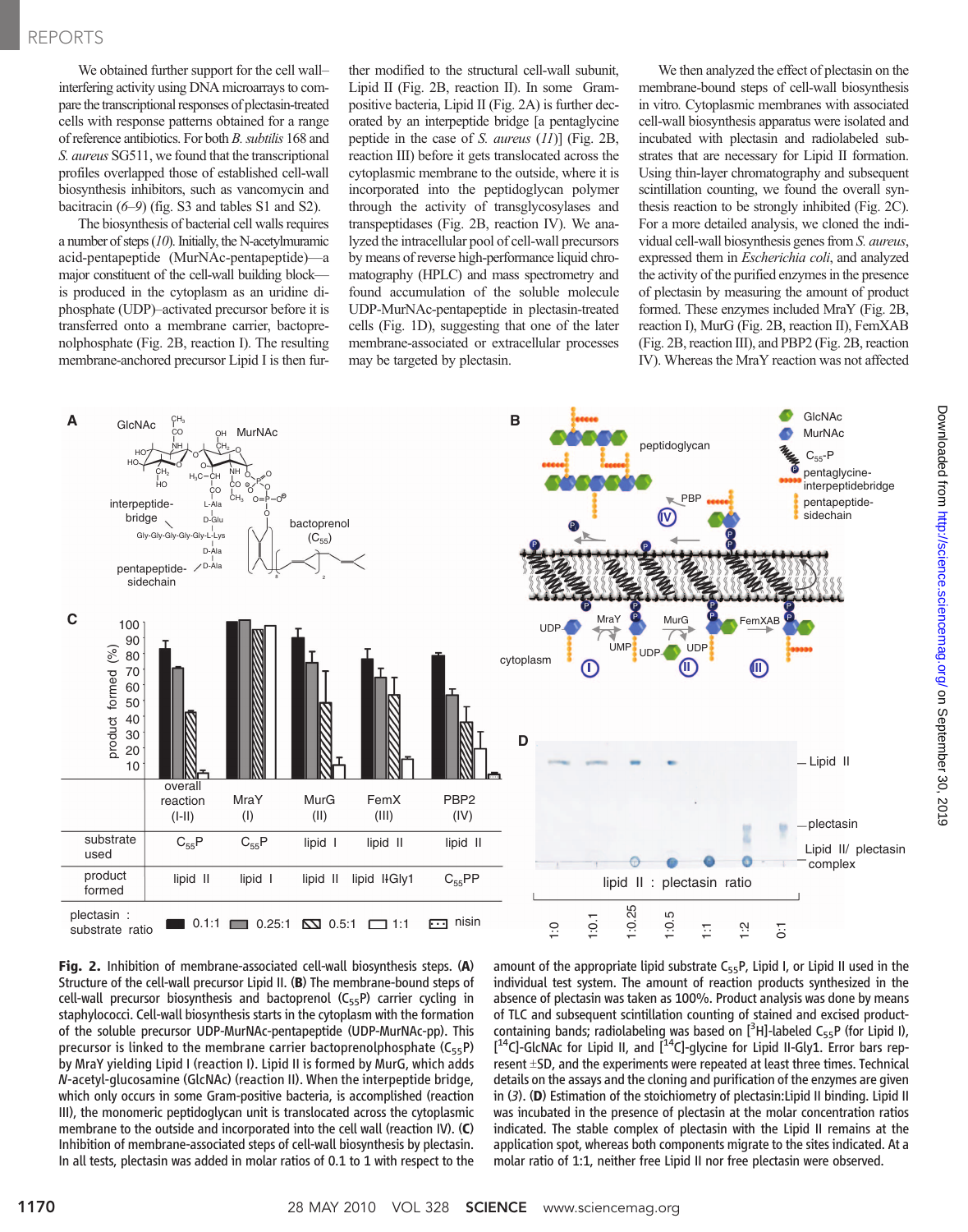We obtained further support for the cell wall–interfering activity using DNA microarrays to compare the transcriptional responses of plectasin-treated cells with response patterns obtained for a range of reference antibiotics. For both *B. subtilis* 168 and *S. aureus* SG511, we found that the transcriptional profiles overlapped those of established cell-wall biosynthesis inhibitors, such as vancomycin and bacitracin (*6*–*9*) (fig. S3 and tables S1 and S2).

The biosynthesis of bacterial cell walls requires a number of steps (*10*). Initially, the N-acetylmuramic acid-pentapeptide (MurNAc-pentapeptide)—a major constituent of the cell-wall building block—is produced in the cytoplasm as an uridine diphosphate (UDP)–activated precursor before it is transferred onto a membrane carrier, bactoprenolphosphate (Fig. 2B, reaction I). The resulting membrane-anchored precursor Lipid I is then further modified to the structural cell-wall subunit, Lipid II (Fig. 2B, reaction II). In some Gram-positive bacteria, Lipid II (Fig. 2A) is further decorated by an interpeptide bridge [a pentaglycine peptide in the case of *S. aureus* (*11*)] (Fig. 2B, reaction III) before it gets translocated across the cytoplasmic membrane to the outside, where it is incorporated into the peptidoglycan polymer through the activity of transglycosylases and transpeptidases (Fig. 2B, reaction IV). We analyzed the intracellular pool of cell-wall precursors by means of reverse high-performance liquid chromatography (HPLC) and mass spectrometry and found accumulation of the soluble molecule UDP-MurNAc-pentapeptide in plectasin-treated cells (Fig. 1D), suggesting that one of the later membrane-associated or extracellular processes may be targeted by plectasin.

We then analyzed the effect of plectasin on the membrane-bound steps of cell-wall biosynthesis in vitro. Cytoplasmic membranes with associated cell-wall biosynthesis apparatus were isolated and incubated with plectasin and radiolabeled substrates that are necessary for Lipid II formation. Using thin-layer chromatography and subsequent scintillation counting, we found the overall synthesis reaction to be strongly inhibited (Fig. 2C). For a more detailed analysis, we cloned the individual cell-wall biosynthesis genes from *S. aureus*, expressed them in *Escherichia coli*, and analyzed the activity of the purified enzymes in the presence of plectasin by measuring the amount of product formed. These enzymes included MraY (Fig. 2B, reaction I), MurG (Fig. 2B, reaction II), FemXAB (Fig. 2B, reaction III), and PBP2 (Fig. 2B, reaction IV). Whereas the MraY reaction was not affected

**Fig. 2.** Inhibition of membrane-associated cell-wall biosynthesis steps. (**A**) Structure of the cell-wall precursor Lipid II. (**B**) The membrane-bound steps of cell-wall precursor biosynthesis and bactoprenol ($C_{55}P$) carrier cycling in staphylococci. Cell-wall biosynthesis starts in the cytoplasm with the formation of the soluble precursor UDP-MurNAc-pentapeptide (UDP-MurNAc-pp). This precursor is linked to the membrane carrier bactoprenolphosphate ($C_{55}P$) by MraY yielding Lipid I (reaction I). Lipid II is formed by MurG, which adds *N*-acetyl-glucosamine (GlcNAc) (reaction II). When the interpeptide bridge, which only occurs in some Gram-positive bacteria, is accomplished (reaction III), the monomeric peptidoglycan unit is translocated across the cytoplasmic membrane to the outside and incorporated into the cell wall (reaction IV). (**C**) Inhibition of membrane-associated steps of cell-wall biosynthesis by plectasin. In all tests, plectasin was added in molar ratios of 0.1 to 1 with respect to the amount of the appropriate lipid substrate $C_{55}P$, Lipid I, or Lipid II used in the individual test system. The amount of reaction products synthesized in the absence of plectasin was taken as 100%. Product analysis was done by means of TLC and subsequent scintillation counting of stained and excised product-containing bands; radiolabeling was based on [$^3$H]-labeled $C_{55}P$ (for Lipid I), [$^{14}$C]-GlcNAc for Lipid II, and [$^{14}$C]-glycine for Lipid II-Gly1. Error bars represent ±SD, and the experiments were repeated at least three times. Technical details on the assays and the cloning and purification of the enzymes are given in (*3*). (**D**) Estimation of the stoichiometry of plectasin:Lipid II binding. Lipid II was incubated in the presence of plectasin at the molar concentration ratios indicated. The stable complex of plectasin with the Lipid II remains at the application spot, whereas both components migrate to the sites indicated. At a molar ratio of 1:1, neither free Lipid II nor free plectasin were observed.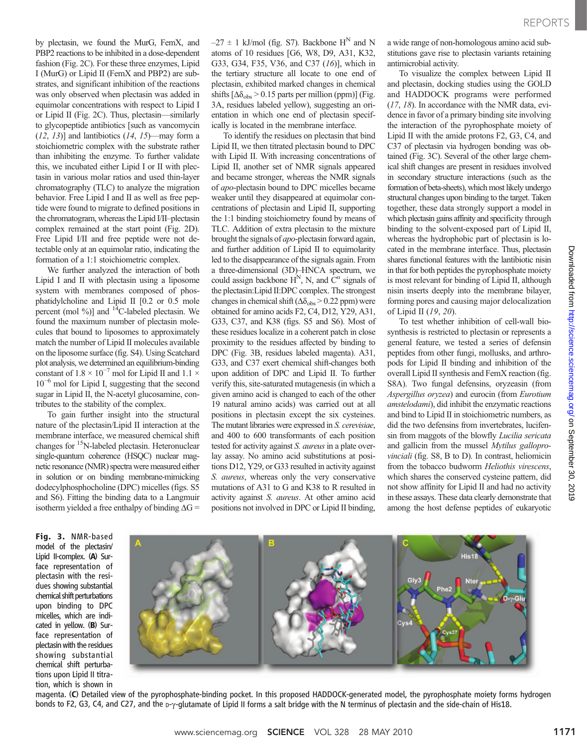by plectasin, we found the MurG, FemX, and PBP2 reactions to be inhibited in a dose-dependent fashion (Fig. 2C). For these three enzymes, Lipid I (MurG) or Lipid II (FemX and PBP2) are substrates, and significant inhibition of the reactions was only observed when plectasin was added in equimolar concentrations with respect to Lipid I or Lipid II (Fig. 2C). Thus, plectasin—similarly to glycopeptide antibiotics [such as vancomycin (*12*, *13*)] and lantibiotics (*14*, *15*)—may form a stoichiometric complex with the substrate rather than inhibiting the enzyme. To further validate this, we incubated either Lipid I or II with plectasin in various molar ratios and used thin-layer chromatography (TLC) to analyze the migration behavior. Free Lipid I and II as well as free peptide were found to migrate to defined positions in the chromatogram, whereas the Lipid I/II–plectasin complex remained at the start point (Fig. 2D). Free Lipid I/II and free peptide were not detectable only at an equimolar ratio, indicating the formation of a 1:1 stoichiometric complex.

We further analyzed the interaction of both Lipid I and II with plectasin using a liposome system with membranes composed of phosphatidylcholine and Lipid II [0.2 or 0.5 mole percent (mol %)] and $^{14}$C-labeled plectasin. We found the maximum number of plectasin molecules that bound to liposomes to approximately match the number of Lipid II molecules available on the liposome surface (fig. S4). Using Scatchard plot analysis, we determined an equilibrium-binding constant of $1.8 \times 10^{-7}$ mol for Lipid II and $1.1 \times 10^{-6}$ mol for Lipid I, suggesting that the second sugar in Lipid II, the N-acetyl glucosamine, contributes to the stability of the complex.

To gain further insight into the structural nature of the plectasin/Lipid II interaction at the membrane interface, we measured chemical shift changes for $^{15}$N-labeled plectasin. Heteronuclear single-quantum coherence (HSQC) nuclear magnetic resonance (NMR) spectra were measured either in solution or on binding membrane-mimicking dodecylphosphocholine (DPC) micelles (figs. S5 and S6). Fitting the binding data to a Langmuir isotherm yielded a free enthalpy of binding $\Delta G = -27 \pm 1$ kJ/mol (fig. S7). Backbone $H^N$ and N atoms of 10 residues [G6, W8, D9, A31, K32, G33, G34, F35, V36, and C37 (*16*)], which in the tertiary structure all locate to one end of plectasin, exhibited marked changes in chemical shifts [$\Delta\delta_{obs} > 0.15$ parts per million (ppm)] (Fig. 3A, residues labeled yellow), suggesting an orientation in which one end of plectasin specifically is located in the membrane interface.

To identify the residues on plectasin that bind Lipid II, we then titrated plectasin bound to DPC with Lipid II. With increasing concentrations of Lipid II, another set of NMR signals appeared and became stronger, whereas the NMR signals of *apo*-plectasin bound to DPC micelles became weaker until they disappeared at equimolar concentrations of plectasin and Lipid II, supporting the 1:1 binding stoichiometry found by means of TLC. Addition of extra plectasin to the mixture brought the signals of *apo*-plectasin forward again, and further addition of Lipid II to equimolarity led to the disappearance of the signals again. From a three-dimensional (3D)–HNCA spectrum, we could assign backbone $H^N$, N, and $C^\alpha$ signals of the plectasin:Lipid II:DPC complex. The strongest changes in chemical shift ($\Delta\delta_{obs} > 0.22$ ppm) were obtained for amino acids F2, C4, D12, Y29, A31, G33, C37, and K38 (figs. S5 and S6). Most of these residues localize in a coherent patch in close proximity to the residues affected by binding to DPC (Fig. 3B, residues labeled magenta). A31, G33, and C37 exert chemical shift-changes both upon addition of DPC and Lipid II. To further verify this, site-saturated mutagenesis (in which a given amino acid is changed to each of the other 19 natural amino acids) was carried out at all positions in plectasin except the six cysteines. The mutant libraries were expressed in *S. cerevisiae*, and 400 to 600 transformants of each position tested for activity against *S. aureus* in a plate overlay assay. No amino acid substitutions at positions D12, Y29, or G33 resulted in activity against *S. aureus*, whereas only the very conservative mutations of A31 to G and K38 to R resulted in activity against *S. aureus*. At other amino acid positions not involved in DPC or Lipid II binding, a wide range of non-homologous amino acid substitutions gave rise to plectasin variants retaining antimicrobial activity.

To visualize the complex between Lipid II and plectasin, docking studies using the GOLD and HADDOCK programs were performed (*17*, *18*). In accordance with the NMR data, evidence in favor of a primary binding site involving the interaction of the pyrophosphate moiety of Lipid II with the amide protons F2, G3, C4, and C37 of plectasin via hydrogen bonding was obtained (Fig. 3C). Several of the other large chemical shift changes are present in residues involved in secondary structure interactions (such as the formation of beta-sheets), which most likely undergo structural changes upon binding to the target. Taken together, these data strongly support a model in which plectasin gains affinity and specificity through binding to the solvent-exposed part of Lipid II, whereas the hydrophobic part of plectasin is located in the membrane interface. Thus, plectasin shares functional features with the lantibiotic nisin in that for both peptides the pyrophosphate moiety is most relevant for binding of Lipid II, although nisin inserts deeply into the membrane bilayer, forming pores and causing major delocalization of Lipid II (*19*, *20*).

To test whether inhibition of cell-wall biosynthesis is restricted to plectasin or represents a general feature, we tested a series of defensin peptides from other fungi, mollusks, and arthropods for Lipid II binding and inhibition of the overall Lipid II synthesis and FemX reaction (fig. S8A). Two fungal defensins, oryzeasin (from *Aspergillus oryzea*) and eurocin (from *Eurotium amstelodami*), did inhibit the enzymatic reactions and bind to Lipid II in stoichiometric numbers, as did the two defensins from invertebrates, lucifensin from maggots of the blowfly *Lucilia sericata* and gallicin from the mussel *Mytilus galloprovinciali* (fig. S8, B to D). In contrast, heliomicin from the tobacco budworm *Heliothis virescens*, which shares the conserved cysteine pattern, did not show affinity for Lipid II and had no activity in these assays. These data clearly demonstrate that among the host defense peptides of eukaryotic

**Fig. 3.** NMR-based model of the plectasin/Lipid II-complex. (**A**) Surface representation of plectasin with the residues showing substantial chemical shift perturbations upon binding to DPC micelles, which are indicated in yellow. (**B**) Surface representation of plectasin with the residues showing substantial chemical shift perturbations upon Lipid II titration, which is shown in magenta. (**C**) Detailed view of the pyrophosphate-binding pocket. In this proposed HADDOCK-generated model, the pyrophosphate moiety forms hydrogen bonds to F2, G3, C4, and C27, and the D-γ-glutamate of Lipid II forms a salt bridge with the N terminus of plectasin and the side-chain of His18.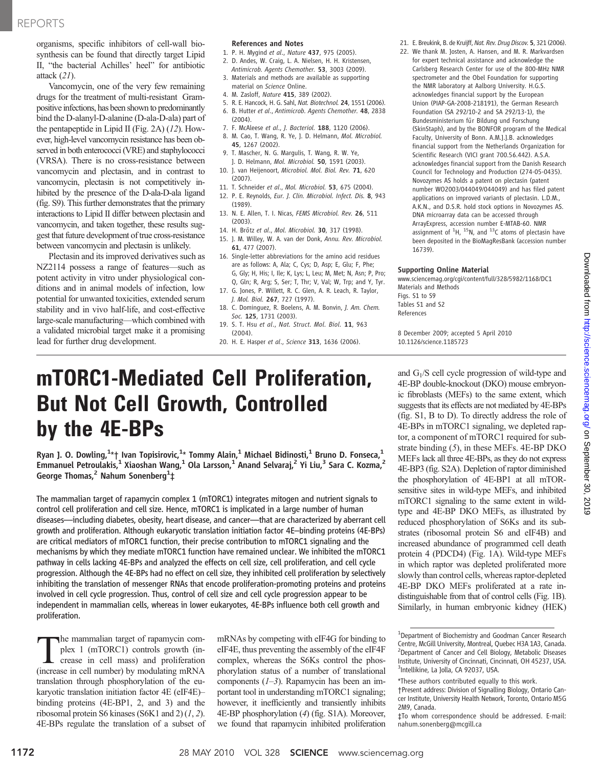organisms, specific inhibitors of cell-wall biosynthesis can be found that directly target Lipid II, "the bacterial Achilles' heel" for antibiotic attack (21).

Vancomycin, one of the very few remaining drugs for the treatment of multi-resistant Gram-positive infections, has been shown to predominantly bind the D-alanyl-D-alanine (D-ala-D-ala) part of the pentapeptide in Lipid II (Fig. 2A) (12). However, high-level vancomycin resistance has been observed in both enterococci (VRE) and staphylococci (VRSA). There is no cross-resistance between vancomycin and plectasin, and in contrast to vancomycin, plectasin is not competitively inhibited by the presence of the D-ala-D-ala ligand (fig. S9). This further demonstrates that the primary interactions to Lipid II differ between plectasin and vancomycin, and taken together, these results suggest that future development of true cross-resistance between vancomycin and plectasin is unlikely.

Plectasin and its improved derivatives such as NZ2114 possess a range of features—such as potent activity in vitro under physiological conditions and in animal models of infection, low potential for unwanted toxicities, extended serum stability and in vivo half-life, and cost-effective large-scale manufacturing—which combined with a validated microbial target make it a promising lead for further drug development.

### References and Notes

1. P. H. Mygind *et al.*, *Nature* **437**, 975 (2005).
2. D. Andes, W. Craig, L. A. Nielsen, H. H. Kristensen, *Antimicrob. Agents Chemother.* **53**, 3003 (2009).
3. Materials and methods are available as supporting material on *Science* Online.
4. M. Zasloff, *Nature* **415**, 389 (2002).
5. R. E. Hancock, H. G. Sahl, *Nat. Biotechnol.* **24**, 1551 (2006).
6. B. Hutter *et al.*, *Antimicrob. Agents Chemother.* **48**, 2838 (2004).
7. F. McAleese *et al.*, *J. Bacteriol.* **188**, 1120 (2006).
8. M. Cao, T. Wang, R. Ye, J. D. Helmann, *Mol. Microbiol.* **45**, 1267 (2002).
9. T. Mascher, N. G. Margulis, T. Wang, R. W. Ye, J. D. Helmann, *Mol. Microbiol.* **50**, 1591 (2003).
10. J. van Heijenoort, *Microbiol. Mol. Biol. Rev.* **71**, 620 (2007).
11. T. Schneider *et al.*, *Mol. Microbiol.* **53**, 675 (2004).
12. P. E. Reynolds, *Eur. J. Clin. Microbiol. Infect. Dis.* **8**, 943 (1989).
13. N. E. Allen, T. I. Nicas, *FEMS Microbiol. Rev.* **26**, 511 (2003).
14. H. Brötz *et al.*, *Mol. Microbiol.* **30**, 317 (1998).
15. J. M. Willey, W. A. van der Donk, *Annu. Rev. Microbiol.* **61**, 477 (2007).
16. Single-letter abbreviations for the amino acid residues are as follows: A, Ala; C, Cys; D, Asp; E, Glu; F, Phe; G, Gly; H, His; I, Ile; K, Lys; L, Leu; M, Met; N, Asn; P, Pro; Q, Gln; R, Arg; S, Ser; T, Thr; V, Val; W, Trp; and Y, Tyr.
17. G. Jones, P. Willett, R. C. Glen, A. R. Leach, R. Taylor, *J. Mol. Biol.* **267**, 727 (1997).
18. C. Dominguez, R. Boelens, A. M. Bonvin, *J. Am. Chem. Soc.* **125**, 1731 (2003).
19. S. T. Hsu *et al.*, *Nat. Struct. Mol. Biol.* **11**, 963 (2004).
20. H. E. Hasper *et al.*, *Science* **313**, 1636 (2006).
21. E. Breukink, B. de Kruijff, *Nat. Rev. Drug Discov.* **5**, 321 (2006).
22. We thank M. Josten, A. Hansen, and M. R. Markvardsen for expert technical assistance and acknowledge the Carlsberg Research Center for use of the 800-MHz NMR spectrometer and the Obel Foundation for supporting the NMR laboratory at Aalborg University. H.G.S. acknowledges financial support by the European Union (PIAP-GA-2008-218191), the German Research Foundation (SA 292/10-2 and SA 292/13-1), the Bundesministerium für Bildung und Forschung (SkinStaph), and by the BONFOR program of the Medical Faculty, University of Bonn. A.M.J.J.B. acknowledges financial support from the Netherlands Organization for Scientific Research (VICI grant 700.56.442). A.S.A. acknowledges financial support from the Danish Research Council for Technology and Production (274-05-0435). Novozymes AS holds a patent on plectasin (patent number WO2003/044049/044049) and has filed patent applications on improved variants of plectasin. L.D.M., A.K.N., and D.S.R. hold stock options in Novozymes AS. DNA microarray data can be accessed through ArrayExpress, accession number E-MTAB-60. NMR assignment of $^1H$, $^{15}N$, and $^{13}C$ atoms of plectasin have been deposited in the BioMagResBank (accession number 16739).

### Supporting Online Material

www.sciencemag.org/cgi/content/full/328/5982/1168/DC1
Materials and Methods
Figs. S1 to S9
Tables S1 and S2
References

8 December 2009; accepted 5 April 2010
10.1126/science.1185723

# mTORC1-Mediated Cell Proliferation, But Not Cell Growth, Controlled by the 4E-BPs

Ryan J. O. Dowling,[1*†] Ivan Topisirovic,[1*] Tommy Alain,[1] Michael Bidinosti,[1] Bruno D. Fonseca,[1] Emmanuel Petroulakis,[1] Xiaoshan Wang,[1] Ola Larsson,[1] Anand Selvaraj,[2] Yi Liu,[3] Sara C. Kozma,[2] George Thomas,[2] Nahum Sonenberg[1‡]

**The mammalian target of rapamycin complex 1 (mTORC1) integrates mitogen and nutrient signals to control cell proliferation and cell size. Hence, mTORC1 is implicated in a large number of human diseases—including diabetes, obesity, heart disease, and cancer—that are characterized by aberrant cell growth and proliferation. Although eukaryotic translation initiation factor 4E–binding proteins (4E-BPs) are critical mediators of mTORC1 function, their precise contribution to mTORC1 signaling and the mechanisms by which they mediate mTORC1 function have remained unclear. We inhibited the mTORC1 pathway in cells lacking 4E-BPs and analyzed the effects on cell size, cell proliferation, and cell cycle progression. Although the 4E-BPs had no effect on cell size, they inhibited cell proliferation by selectively inhibiting the translation of messenger RNAs that encode proliferation-promoting proteins and proteins involved in cell cycle progression. Thus, control of cell size and cell cycle progression appear to be independent in mammalian cells, whereas in lower eukaryotes, 4E-BPs influence both cell growth and proliferation.**

The mammalian target of rapamycin complex 1 (mTORC1) controls growth (increase in cell mass) and proliferation (increase in cell number) by modulating mRNA translation through phosphorylation of the eukaryotic translation initiation factor 4E (eIF4E)–binding proteins (4E-BP1, 2, and 3) and the ribosomal protein S6 kinases (S6K1 and 2) (1, 2). 4E-BPs regulate the translation of a subset of mRNAs by competing with eIF4G for binding to eIF4E, thus preventing the assembly of the eIF4F complex, whereas the S6Ks control the phosphorylation status of a number of translational components (1–3). Rapamycin has been an important tool in understanding mTORC1 signaling; however, it inefficiently and transiently inhibits 4E-BP phosphorylation (4) (fig. S1A). Moreover, we found that rapamycin inhibited proliferation and $G_1/S$ cell cycle progression of wild-type and 4E-BP double-knockout (DKO) mouse embryonic fibroblasts (MEFs) to the same extent, which suggests that its effects are not mediated by 4E-BPs (fig. S1, B to D). To directly address the role of 4E-BPs in mTORC1 signaling, we depleted raptor, a component of mTORC1 required for substrate binding (5), in these MEFs. 4E-BP DKO MEFs lack all three 4E-BPs, as they do not express 4E-BP3 (fig. S2A). Depletion of raptor diminished the phosphorylation of 4E-BP1 at all mTOR-sensitive sites in wild-type MEFs, and inhibited mTORC1 signaling to the same extent in wild-type and 4E-BP DKO MEFs, as illustrated by reduced phosphorylation of S6Ks and its substrates (ribosomal protein S6 and eIF4B) and increased abundance of programmed cell death protein 4 (PDCD4) (Fig. 1A). Wild-type MEFs in which raptor was depleted proliferated more slowly than control cells, whereas raptor-depleted 4E-BP DKO MEFs proliferated at a rate indistinguishable from that of control cells (Fig. 1B). Similarly, in human embryonic kidney (HEK)

[1]Department of Biochemistry and Goodman Cancer Research Centre, McGill University, Montreal, Quebec H3A 1A3, Canada. [2]Department of Cancer and Cell Biology, Metabolic Diseases Institute, University of Cincinnati, Cincinnati, OH 45237, USA. [3]Intellikine, La Jolla, CA 92037, USA.

*These authors contributed equally to this work.
†Present address: Division of Signalling Biology, Ontario Cancer Institute, University Health Network, Toronto, Ontario M5G 2M9, Canada.
‡To whom correspondence should be addressed. E-mail: nahum.sonenberg@mcgill.ca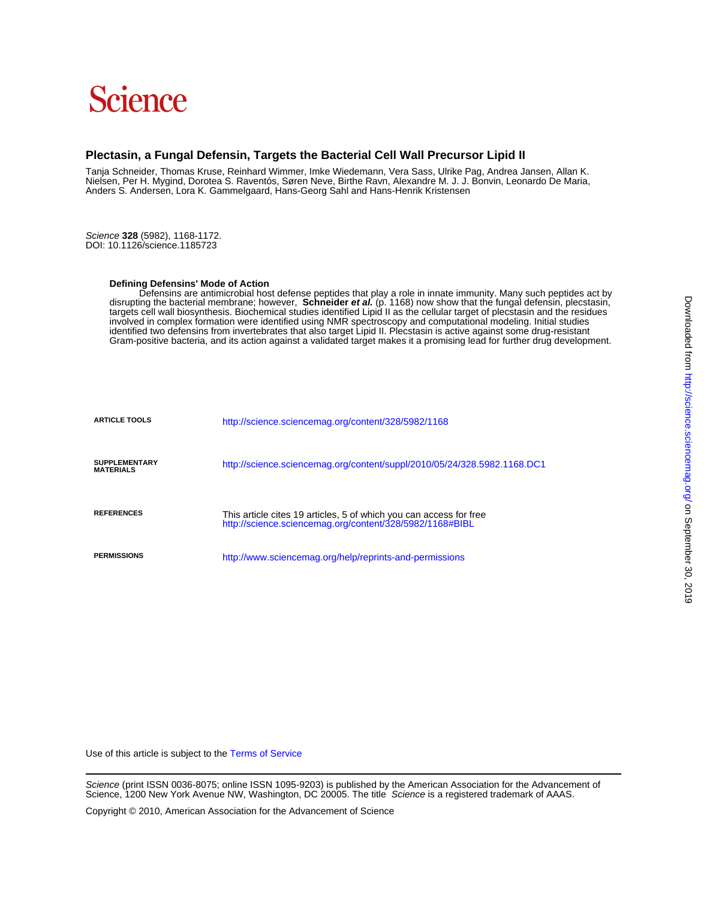Science

# Plectasin, a Fungal Defensin, Targets the Bacterial Cell Wall Precursor Lipid II

Tanja Schneider, Thomas Kruse, Reinhard Wimmer, Imke Wiedemann, Vera Sass, Ulrike Pag, Andrea Jansen, Allan K. Nielsen, Per H. Mygind, Dorotea S. Raventós, Søren Neve, Birthe Ravn, Alexandre M. J. J. Bonvin, Leonardo De Maria, Anders S. Andersen, Lora K. Gammelgaard, Hans-Georg Sahl and Hans-Henrik Kristensen

*Science* **328** (5982), 1168-1172.
DOI: 10.1126/science.1185723

**Defining Defensins' Mode of Action**

Defensins are antimicrobial host defense peptides that play a role in innate immunity. Many such peptides act by disrupting the bacterial membrane; however, **Schneider *et al.*** (p. 1168) now show that the fungal defensin, plecstasin, targets cell wall biosynthesis. Biochemical studies identified Lipid II as the cellular target of plecstasin and the residues involved in complex formation were identified using NMR spectroscopy and computational modeling. Initial studies identified two defensins from invertebrates that also target Lipid II. Plecstasin is active against some drug-resistant Gram-positive bacteria, and its action against a validated target makes it a promising lead for further drug development.

| | |
|---|---|
| **ARTICLE TOOLS** | http://science.sciencemag.org/content/328/5982/1168 |
| **SUPPLEMENTARY MATERIALS** | http://science.sciencemag.org/content/suppl/2010/05/24/328.5982.1168.DC1 |
| **REFERENCES** | This article cites 19 articles, 5 of which you can access for free http://science.sciencemag.org/content/328/5982/1168#BIBL |
| **PERMISSIONS** | http://www.sciencemag.org/help/reprints-and-permissions |

Use of this article is subject to the Terms of Service

*Science* (print ISSN 0036-8075; online ISSN 1095-9203) is published by the American Association for the Advancement of Science, 1200 New York Avenue NW, Washington, DC 20005. The title *Science* is a registered trademark of AAAS.

Copyright © 2010, American Association for the Advancement of Science